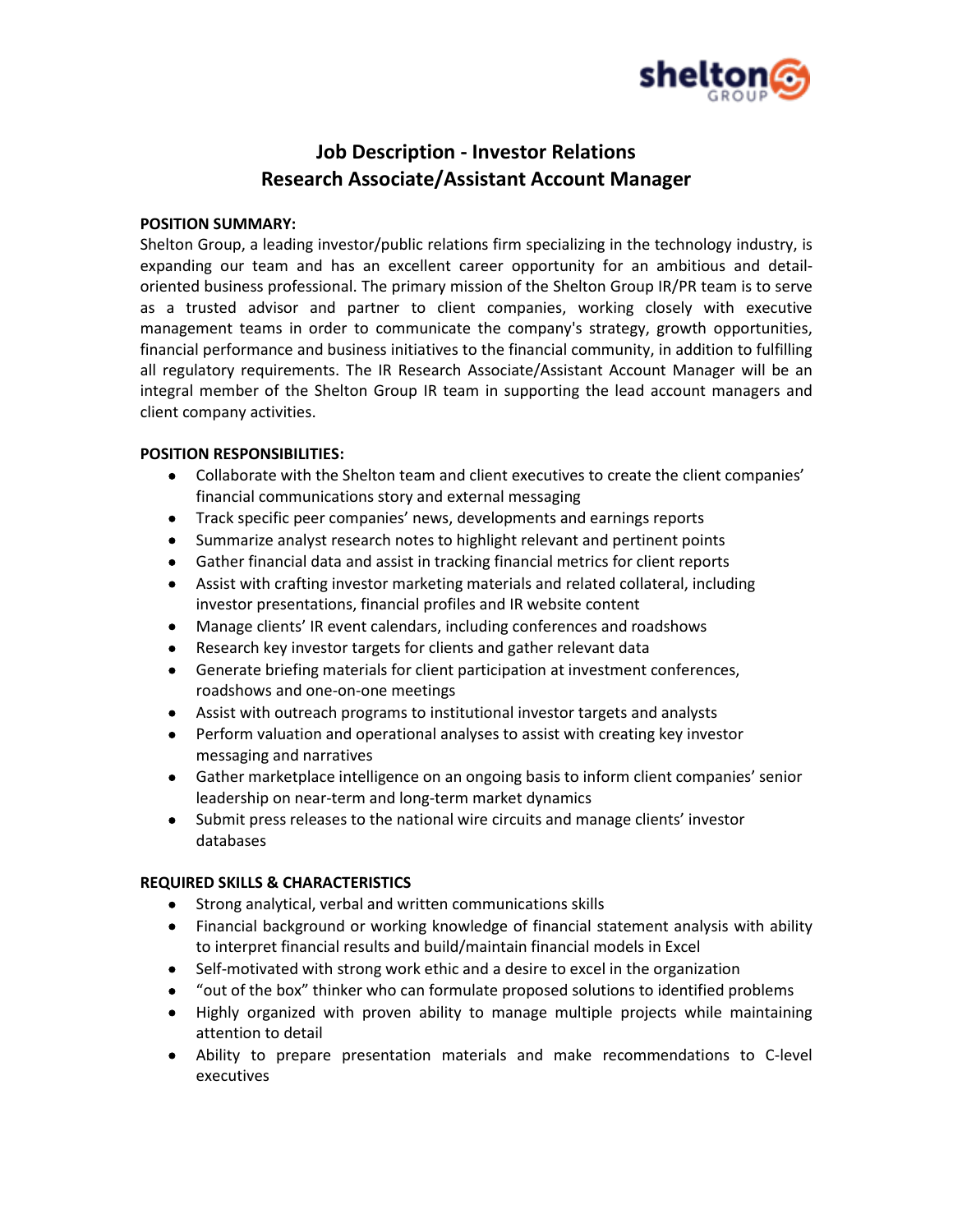# Job Description - Investor Relations
# Research Associate/Assistant Account Manager

**POSITION SUMMARY:**

Shelton Group, a leading investor/public relations firm specializing in the technology industry, is expanding our team and has an excellent career opportunity for an ambitious and detail-oriented business professional. The primary mission of the Shelton Group IR/PR team is to serve as a trusted advisor and partner to client companies, working closely with executive management teams in order to communicate the company's strategy, growth opportunities, financial performance and business initiatives to the financial community, in addition to fulfilling all regulatory requirements. The IR Research Associate/Assistant Account Manager will be an integral member of the Shelton Group IR team in supporting the lead account managers and client company activities.

**POSITION RESPONSIBILITIES:**

- Collaborate with the Shelton team and client executives to create the client companies' financial communications story and external messaging
- Track specific peer companies' news, developments and earnings reports
- Summarize analyst research notes to highlight relevant and pertinent points
- Gather financial data and assist in tracking financial metrics for client reports
- Assist with crafting investor marketing materials and related collateral, including investor presentations, financial profiles and IR website content
- Manage clients' IR event calendars, including conferences and roadshows
- Research key investor targets for clients and gather relevant data
- Generate briefing materials for client participation at investment conferences, roadshows and one-on-one meetings
- Assist with outreach programs to institutional investor targets and analysts
- Perform valuation and operational analyses to assist with creating key investor messaging and narratives
- Gather marketplace intelligence on an ongoing basis to inform client companies' senior leadership on near-term and long-term market dynamics
- Submit press releases to the national wire circuits and manage clients' investor databases

**REQUIRED SKILLS & CHARACTERISTICS**

- Strong analytical, verbal and written communications skills
- Financial background or working knowledge of financial statement analysis with ability to interpret financial results and build/maintain financial models in Excel
- Self-motivated with strong work ethic and a desire to excel in the organization
- "out of the box" thinker who can formulate proposed solutions to identified problems
- Highly organized with proven ability to manage multiple projects while maintaining attention to detail
- Ability to prepare presentation materials and make recommendations to C-level executives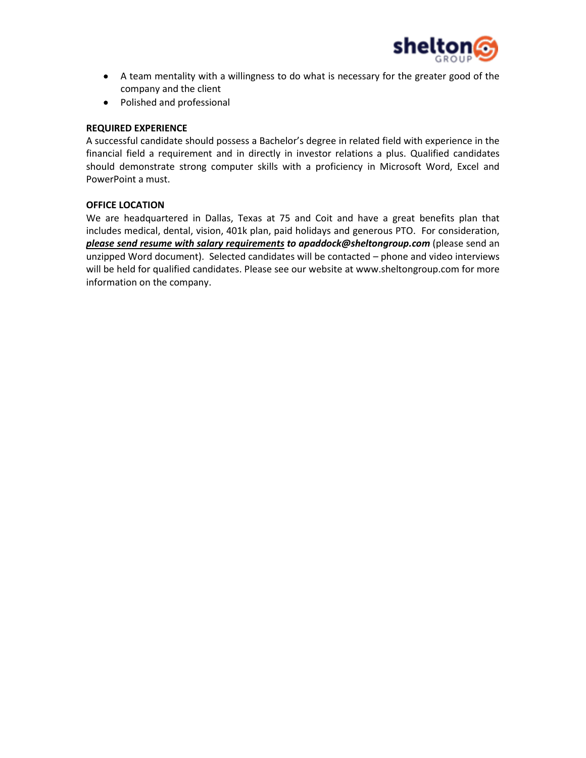- A team mentality with a willingness to do what is necessary for the greater good of the company and the client
- Polished and professional

**REQUIRED EXPERIENCE**

A successful candidate should possess a Bachelor's degree in related field with experience in the financial field a requirement and in directly in investor relations a plus. Qualified candidates should demonstrate strong computer skills with a proficiency in Microsoft Word, Excel and PowerPoint a must.

**OFFICE LOCATION**

We are headquartered in Dallas, Texas at 75 and Coit and have a great benefits plan that includes medical, dental, vision, 401k plan, paid holidays and generous PTO. For consideration, ***please send resume with salary requirements*** ***to apaddock@sheltongroup.com*** (please send an unzipped Word document). Selected candidates will be contacted – phone and video interviews will be held for qualified candidates. Please see our website at www.sheltongroup.com for more information on the company.